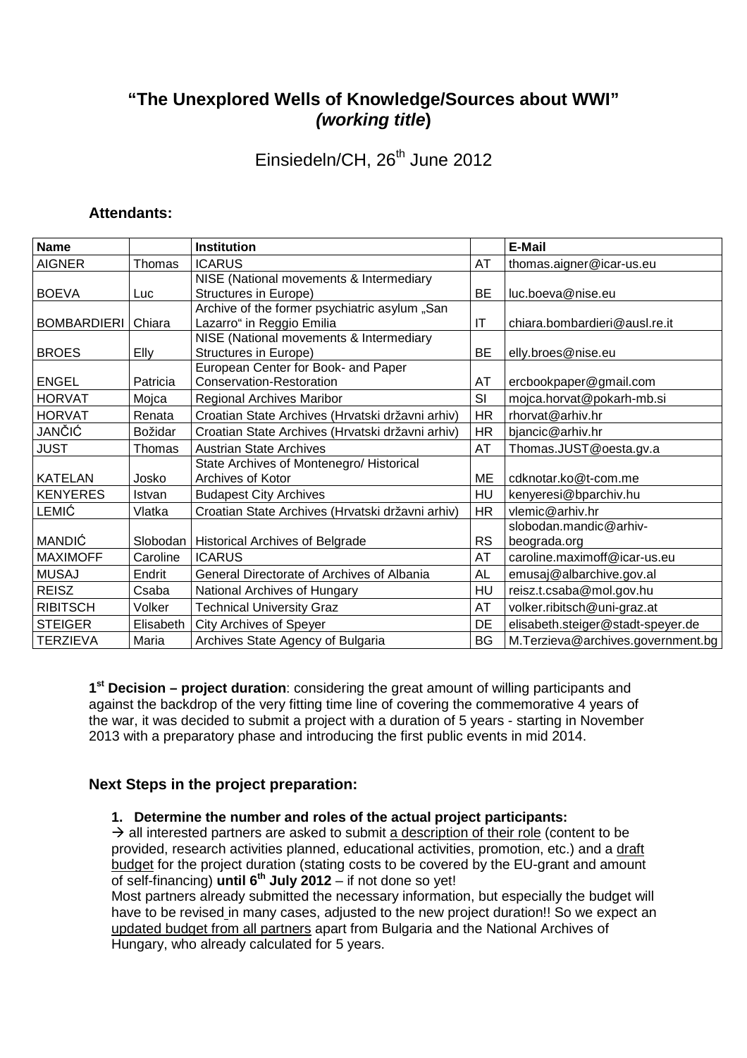# "The Unexplored Wells of Knowledge/Sources about WWI" *(working title)*

Einsiedeln/CH, 26th June 2012

### Attendants:

| Name | | Institution | | E-Mail |
|---|---|---|---|---|
| AIGNER | Thomas | ICARUS | AT | thomas.aigner@icar-us.eu |
| BOEVA | Luc | NISE (National movements & Intermediary Structures in Europe) | BE | luc.boeva@nise.eu |
| BOMBARDIERI | Chiara | Archive of the former psychiatric asylum „San Lazarro" in Reggio Emilia | IT | chiara.bombardieri@ausl.re.it |
| BROES | Elly | NISE (National movements & Intermediary Structures in Europe) | BE | elly.broes@nise.eu |
| ENGEL | Patricia | European Center for Book- and Paper Conservation-Restoration | AT | ercbookpaper@gmail.com |
| HORVAT | Mojca | Regional Archives Maribor | SI | mojca.horvat@pokarh-mb.si |
| HORVAT | Renata | Croatian State Archives (Hrvatski državni arhiv) | HR | rhorvat@arhiv.hr |
| JANČIĆ | Božidar | Croatian State Archives (Hrvatski državni arhiv) | HR | bjancic@arhiv.hr |
| JUST | Thomas | Austrian State Archives | AT | Thomas.JUST@oesta.gv.a |
| KATELAN | Josko | State Archives of Montenegro/ Historical Archives of Kotor | ME | cdknotar.ko@t-com.me |
| KENYERES | Istvan | Budapest City Archives | HU | kenyeresi@bparchiv.hu |
| LEMIĆ | Vlatka | Croatian State Archives (Hrvatski državni arhiv) | HR | vlemic@arhiv.hr |
| MANDIĆ | Slobodan | Historical Archives of Belgrade | RS | slobodan.mandic@arhiv-beograda.org |
| MAXIMOFF | Caroline | ICARUS | AT | caroline.maximoff@icar-us.eu |
| MUSAJ | Endrit | General Directorate of Archives of Albania | AL | emusaj@albarchive.gov.al |
| REISZ | Csaba | National Archives of Hungary | HU | reisz.t.csaba@mol.gov.hu |
| RIBITSCH | Volker | Technical University Graz | AT | volker.ribitsch@uni-graz.at |
| STEIGER | Elisabeth | City Archives of Speyer | DE | elisabeth.steiger@stadt-speyer.de |
| TERZIEVA | Maria | Archives State Agency of Bulgaria | BG | M.Terzieva@archives.government.bg |

**1st Decision – project duration**: considering the great amount of willing participants and against the backdrop of the very fitting time line of covering the commemorative 4 years of the war, it was decided to submit a project with a duration of 5 years - starting in November 2013 with a preparatory phase and introducing the first public events in mid 2014.

### Next Steps in the project preparation:

1. **Determine the number and roles of the actual project participants:**

→ all interested partners are asked to submit a description of their role (content to be provided, research activities planned, educational activities, promotion, etc.) and a draft budget for the project duration (stating costs to be covered by the EU-grant and amount of self-financing) **until 6th July 2012** – if not done so yet!

Most partners already submitted the necessary information, but especially the budget will have to be revised in many cases, adjusted to the new project duration!! So we expect an updated budget from all partners apart from Bulgaria and the National Archives of Hungary, who already calculated for 5 years.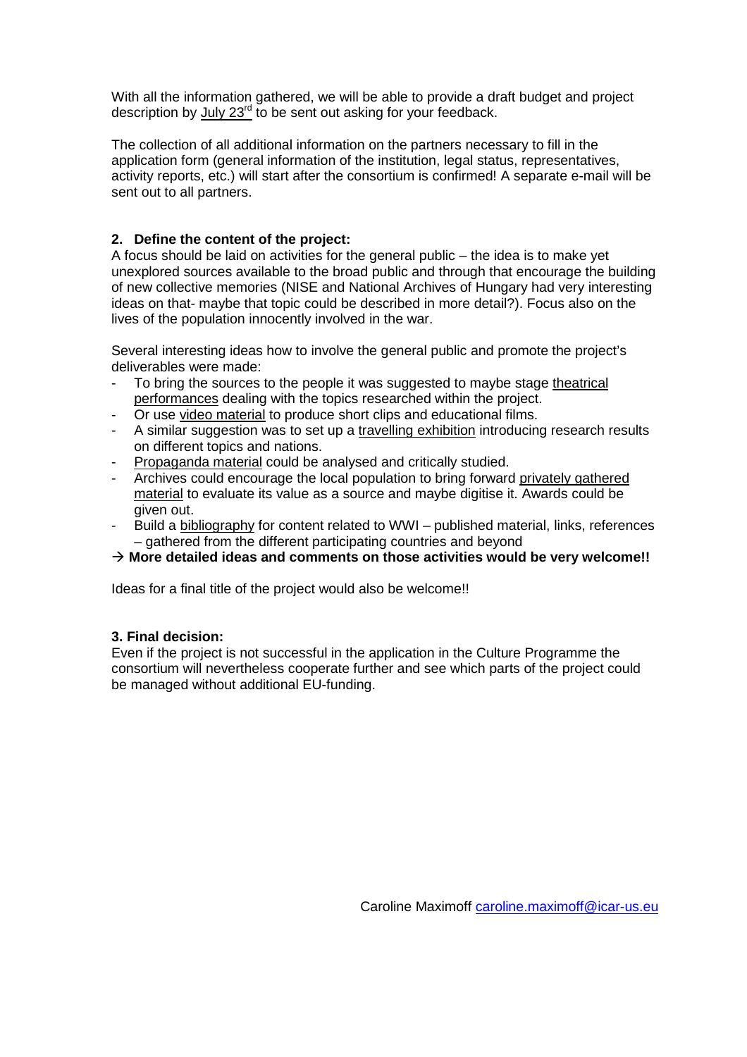With all the information gathered, we will be able to provide a draft budget and project description by July 23rd to be sent out asking for your feedback.

The collection of all additional information on the partners necessary to fill in the application form (general information of the institution, legal status, representatives, activity reports, etc.) will start after the consortium is confirmed! A separate e-mail will be sent out to all partners.

**2. Define the content of the project:**

A focus should be laid on activities for the general public – the idea is to make yet unexplored sources available to the broad public and through that encourage the building of new collective memories (NISE and National Archives of Hungary had very interesting ideas on that- maybe that topic could be described in more detail?). Focus also on the lives of the population innocently involved in the war.

Several interesting ideas how to involve the general public and promote the project's deliverables were made:

- To bring the sources to the people it was suggested to maybe stage theatrical performances dealing with the topics researched within the project.
- Or use video material to produce short clips and educational films.
- A similar suggestion was to set up a travelling exhibition introducing research results on different topics and nations.
- Propaganda material could be analysed and critically studied.
- Archives could encourage the local population to bring forward privately gathered material to evaluate its value as a source and maybe digitise it. Awards could be given out.
- Build a bibliography for content related to WWI – published material, links, references – gathered from the different participating countries and beyond

→ **More detailed ideas and comments on those activities would be very welcome!!**

Ideas for a final title of the project would also be welcome!!

**3. Final decision:**

Even if the project is not successful in the application in the Culture Programme the consortium will nevertheless cooperate further and see which parts of the project could be managed without additional EU-funding.

Caroline Maximoff caroline.maximoff@icar-us.eu